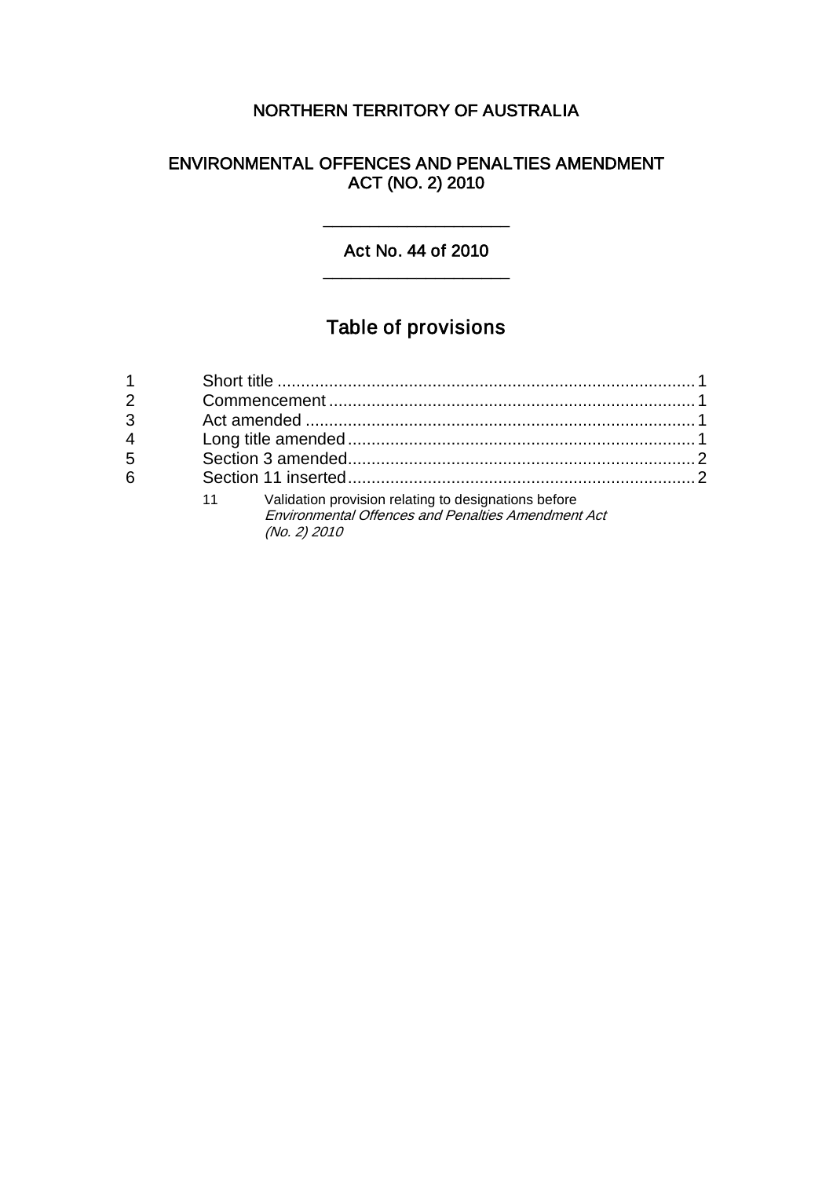# NORTHERN TERRITORY OF AUSTRALIA

## ENVIRONMENTAL OFFENCES AND PENALTIES AMENDMENT ACT (NO. 2) 2010

---

### Act No. 44 of 2010

---

## Table of provisions

| | | |
|---|---|---|
| 1 | Short title | 1 |
| 2 | Commencement | 1 |
| 3 | Act amended | 1 |
| 4 | Long title amended | 1 |
| 5 | Section 3 amended | 2 |
| 6 | Section 11 inserted | 2 |
| | 11 Validation provision relating to designations before *Environmental Offences and Penalties Amendment Act (No. 2) 2010* | |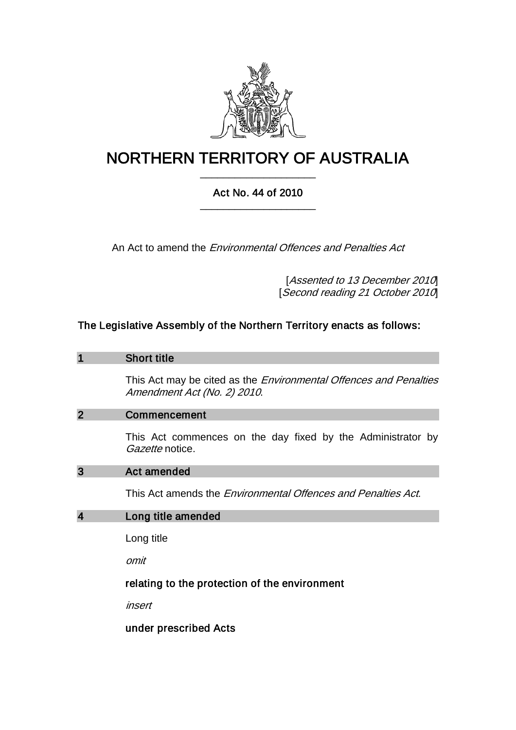# NORTHERN TERRITORY OF AUSTRALIA

## Act No. 44 of 2010

An Act to amend the *Environmental Offences and Penalties Act*

[*Assented to 13 December 2010*]
[*Second reading 21 October 2010*]

**The Legislative Assembly of the Northern Territory enacts as follows:**

### 1 Short title

This Act may be cited as the *Environmental Offences and Penalties Amendment Act (No. 2) 2010*.

### 2 Commencement

This Act commences on the day fixed by the Administrator by *Gazette* notice.

### 3 Act amended

This Act amends the *Environmental Offences and Penalties Act*.

### 4 Long title amended

Long title

*omit*

**relating to the protection of the environment**

*insert*

**under prescribed Acts**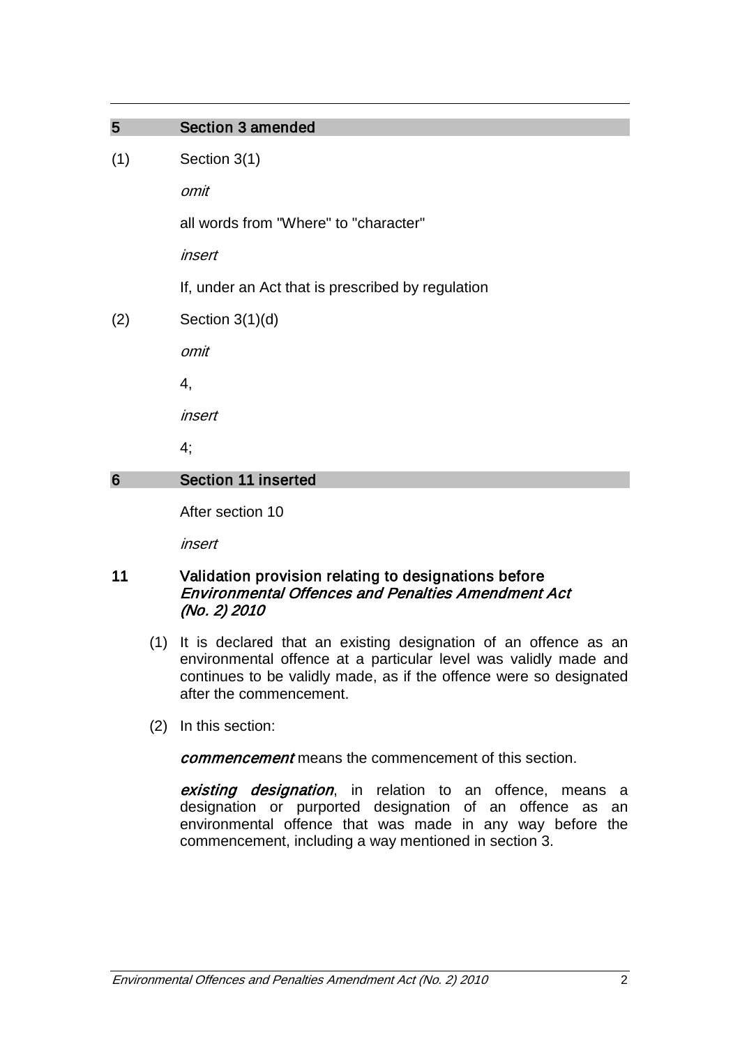## 5 Section 3 amended

(1) Section 3(1)

*omit*

all words from "Where" to "character"

*insert*

If, under an Act that is prescribed by regulation

(2) Section 3(1)(d)

*omit*

4,

*insert*

4;

## 6 Section 11 inserted

After section 10

*insert*

### 11 Validation provision relating to designations before *Environmental Offences and Penalties Amendment Act (No. 2) 2010*

(1) It is declared that an existing designation of an offence as an environmental offence at a particular level was validly made and continues to be validly made, as if the offence were so designated after the commencement.

(2) In this section:

***commencement*** means the commencement of this section.

***existing designation***, in relation to an offence, means a designation or purported designation of an offence as an environmental offence that was made in any way before the commencement, including a way mentioned in section 3.